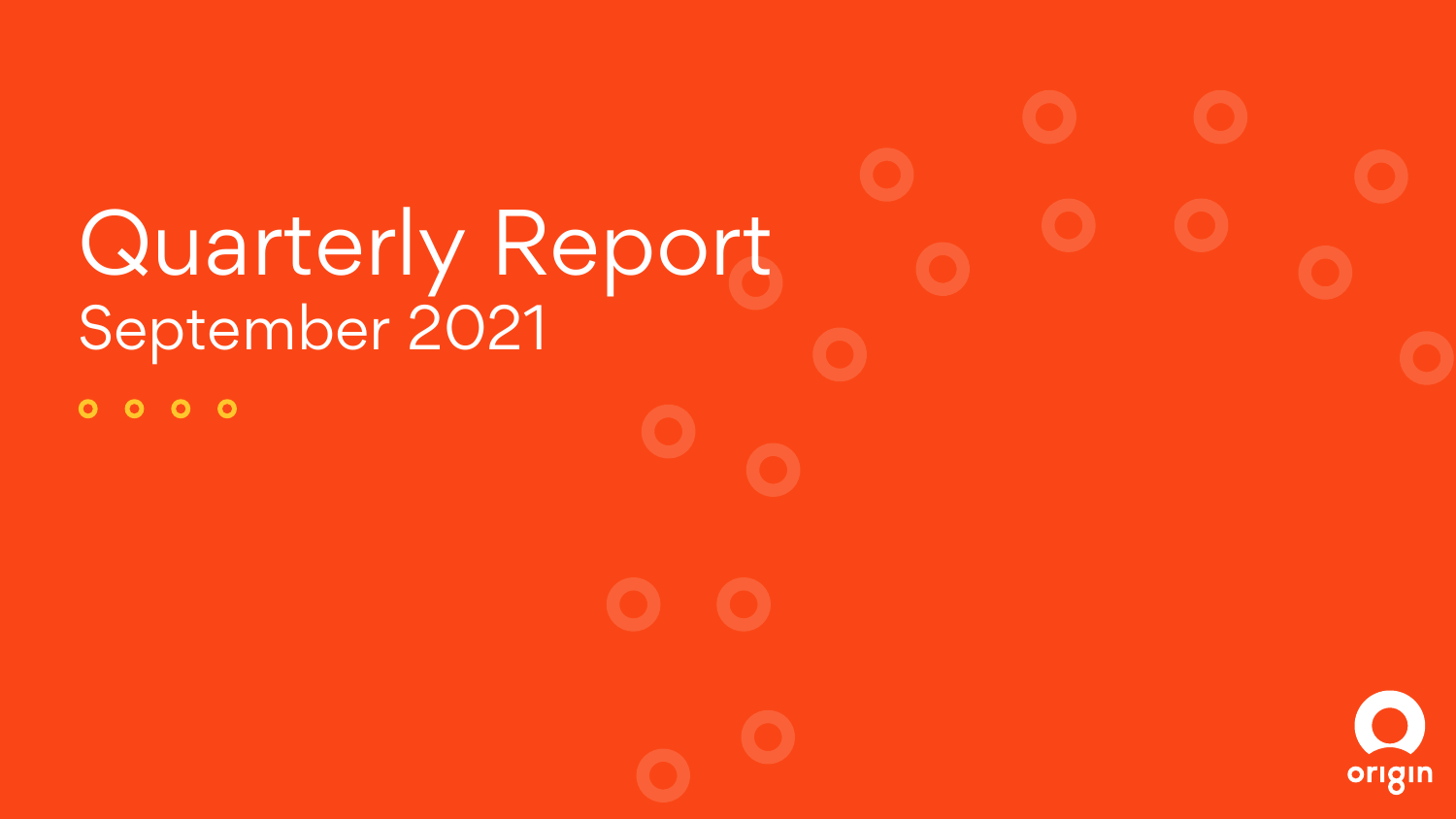# Quarterly Report

## September 2021

origin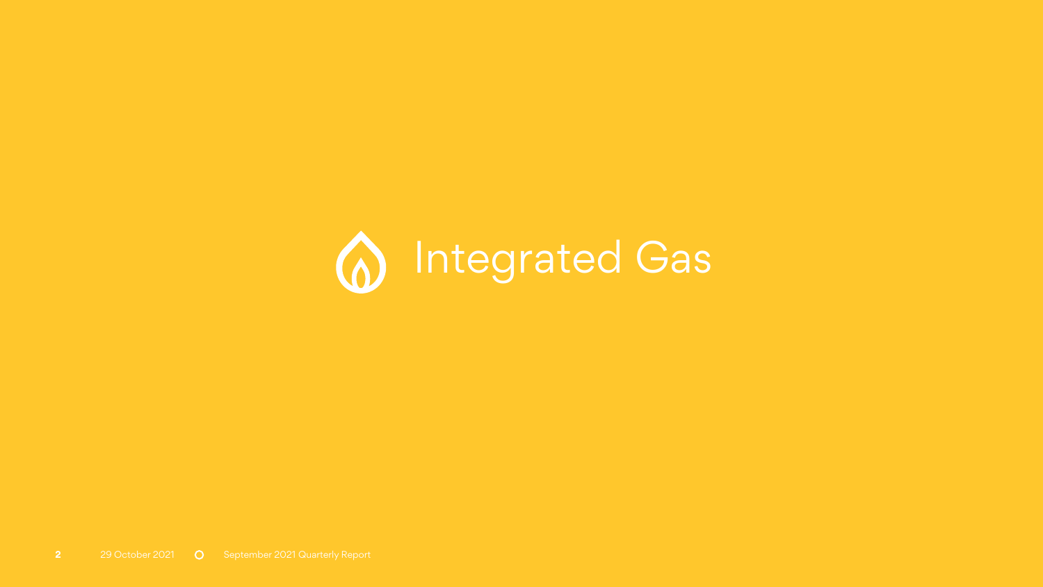# Integrated Gas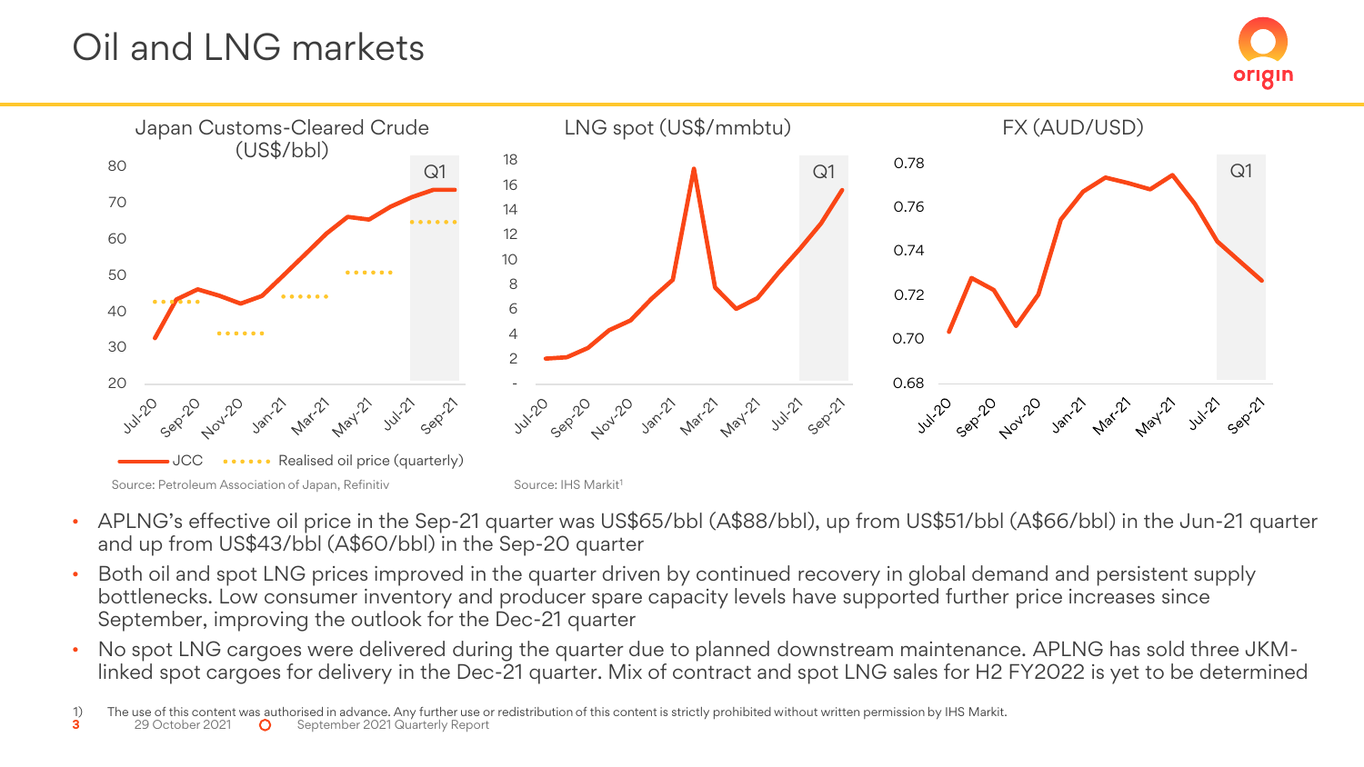# Oil and LNG markets

Japan Customs-Cleared Crude (US$/bbl)

80
70
60
50
40
30
20

Q1

Jul-20 Sep-20 Nov-20 Jan-21 Mar-21 May-21 Jul-21 Sep-21

JCC
Realised oil price (quarterly)

Source: Petroleum Association of Japan, Refinitiv

LNG spot (US$/mmbtu)

18
16
14
12
10
8
6
4
2
-

Q1

Jul-20 Sep-20 Nov-20 Jan-21 Mar-21 May-21 Jul-21 Sep-21

Source: IHS Markit[1]

FX (AUD/USD)

0.78
0.76
0.74
0.72
0.70
0.68

Q1

Jul-20 Sep-20 Nov-20 Jan-21 Mar-21 May-21 Jul-21 Sep-21

- APLNG's effective oil price in the Sep-21 quarter was US$65/bbl (A$88/bbl), up from US$51/bbl (A$66/bbl) in the Jun-21 quarter and up from US$43/bbl (A$60/bbl) in the Sep-20 quarter
- Both oil and spot LNG prices improved in the quarter driven by continued recovery in global demand and persistent supply bottlenecks. Low consumer inventory and producer spare capacity levels have supported further price increases since September, improving the outlook for the Dec-21 quarter
- No spot LNG cargoes were delivered during the quarter due to planned downstream maintenance. APLNG has sold three JKM-linked spot cargoes for delivery in the Dec-21 quarter. Mix of contract and spot LNG sales for H2 FY2022 is yet to be determined

1) The use of this content was authorised in advance. Any further use or redistribution of this content is strictly prohibited without written permission by IHS Markit.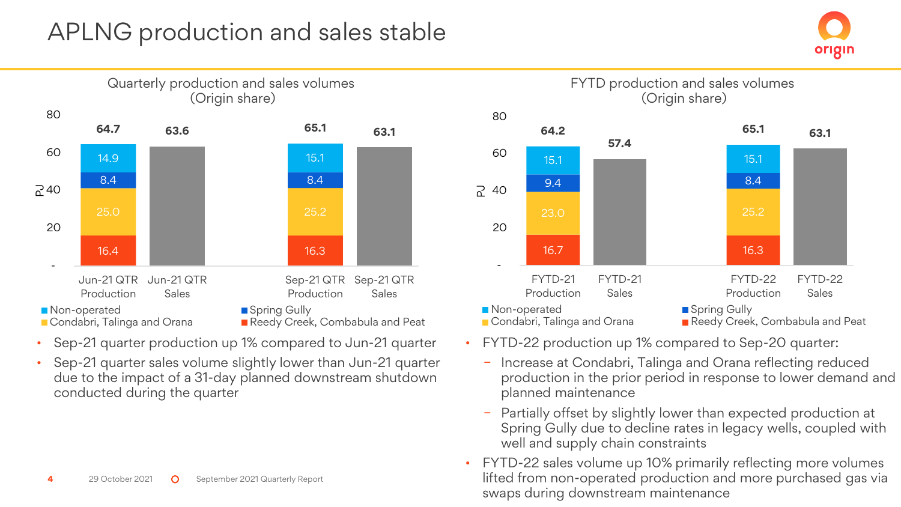# APLNG production and sales stable

Quarterly production and sales volumes
(Origin share)

PJ

80
60
40
20
-

64.7
14.9
8.4
25.0
16.4
Jun-21 QTR Production

63.6
Jun-21 QTR Sales

65.1
15.1
8.4
25.2
16.3
Sep-21 QTR Production

63.1
Sep-21 QTR Sales

Non-operated
Spring Gully
Condabri, Talinga and Orana
Reedy Creek, Combabula and Peat

- Sep-21 quarter production up 1% compared to Jun-21 quarter
- Sep-21 quarter sales volume slightly lower than Jun-21 quarter due to the impact of a 31-day planned downstream shutdown conducted during the quarter

FYTD production and sales volumes
(Origin share)

PJ

80
60
40
20
-

64.2
15.1
9.4
23.0
16.7
FYTD-21 Production

57.4
FYTD-21 Sales

65.1
15.1
8.4
25.2
16.3
FYTD-22 Production

63.1
FYTD-22 Sales

Non-operated
Spring Gully
Condabri, Talinga and Orana
Reedy Creek, Combabula and Peat

- FYTD-22 production up 1% compared to Sep-20 quarter:
  - Increase at Condabri, Talinga and Orana reflecting reduced production in the prior period in response to lower demand and planned maintenance
  - Partially offset by slightly lower than expected production at Spring Gully due to decline rates in legacy wells, coupled with well and supply chain constraints
- FYTD-22 sales volume up 10% primarily reflecting more volumes lifted from non-operated production and more purchased gas via swaps during downstream maintenance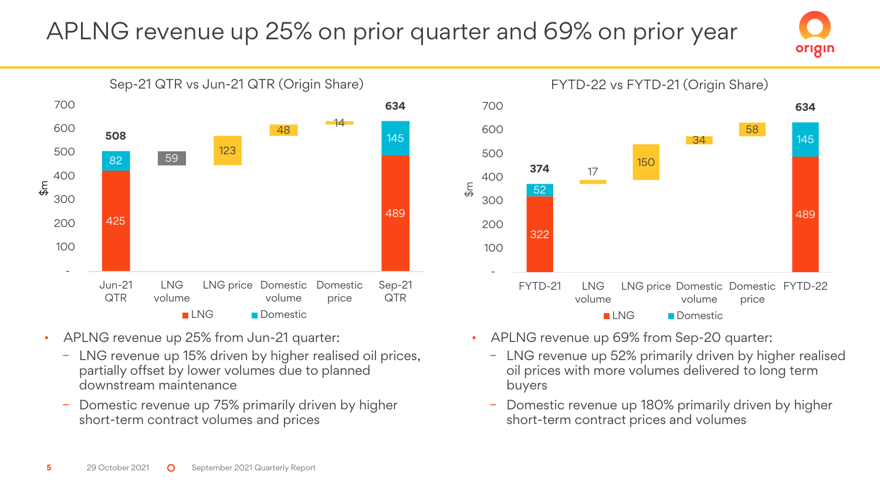# APLNG revenue up 25% on prior quarter and 69% on prior year

Sep-21 QTR vs Jun-21 QTR (Origin Share)

$m

700
600
500
400
300
200
100
-

508
82
425
59
123
48
14
634
145
489

Jun-21 QTR
LNG volume
LNG price
Domestic volume
Domestic price
Sep-21 QTR

LNG
Domestic

- APLNG revenue up 25% from Jun-21 quarter:
  - LNG revenue up 15% driven by higher realised oil prices, partially offset by lower volumes due to planned downstream maintenance
  - Domestic revenue up 75% primarily driven by higher short-term contract volumes and prices

FYTD-22 vs FYTD-21 (Origin Share)

$m

700
600
500
400
300
200
100
-

374
52
322
17
150
34
58
634
145
489

FYTD-21
LNG volume
LNG price
Domestic volume
Domestic price
FYTD-22

LNG
Domestic

- APLNG revenue up 69% from Sep-20 quarter:
  - LNG revenue up 52% primarily driven by higher realised oil prices with more volumes delivered to long term buyers
  - Domestic revenue up 180% primarily driven by higher short-term contract prices and volumes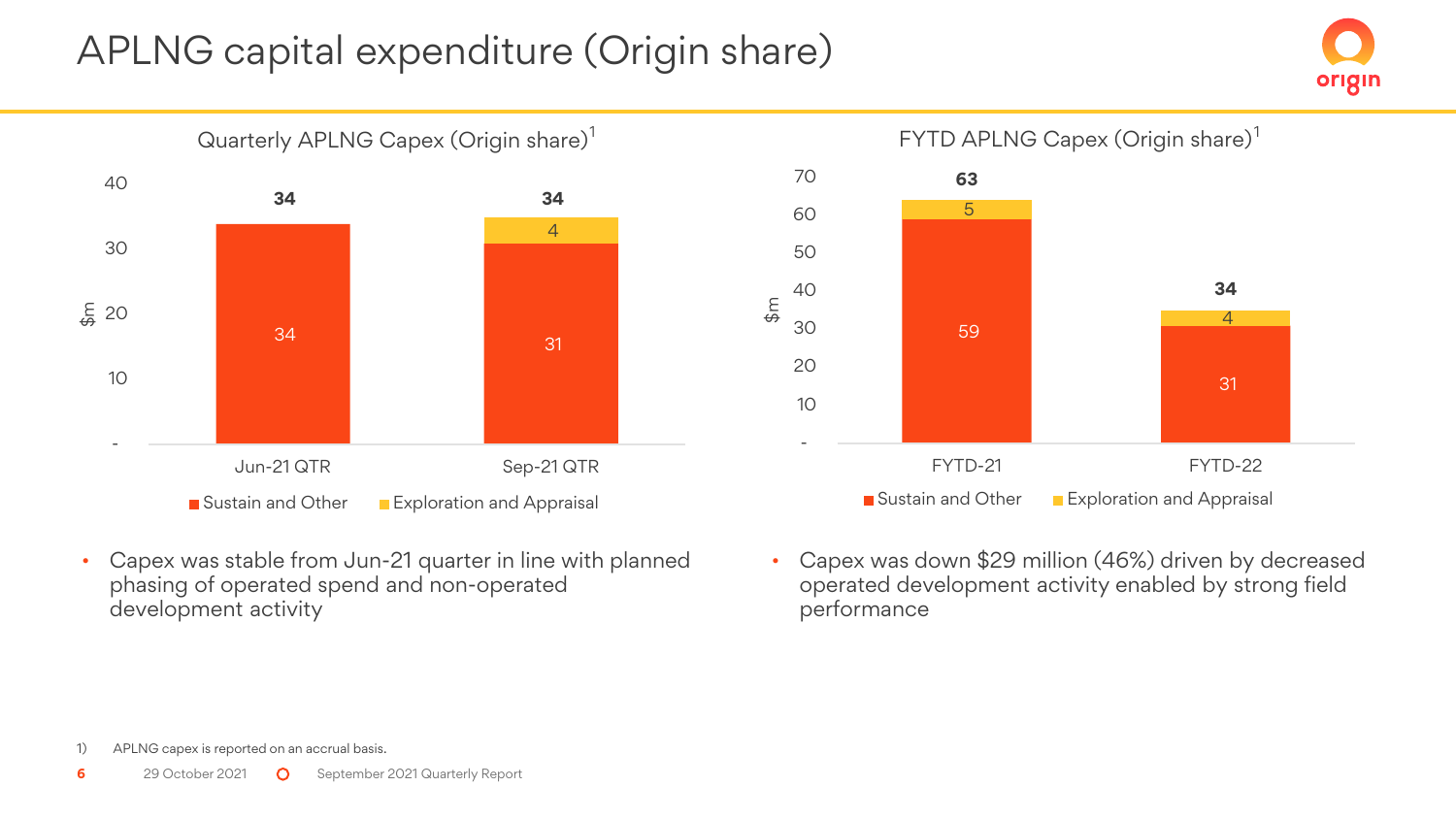# APLNG capital expenditure (Origin share)

## Quarterly APLNG Capex (Origin share)[1]

$m

40
30
20
10
-

34
34
4
34
31

Jun-21 QTR
Sep-21 QTR

Sustain and Other
Exploration and Appraisal

- Capex was stable from Jun-21 quarter in line with planned phasing of operated spend and non-operated development activity

## FYTD APLNG Capex (Origin share)[1]

$m

70
60
50
40
30
20
10
-

63
5
59
34
4
31

FYTD-21
FYTD-22

Sustain and Other
Exploration and Appraisal

- Capex was down $29 million (46%) driven by decreased operated development activity enabled by strong field performance

1) APLNG capex is reported on an accrual basis.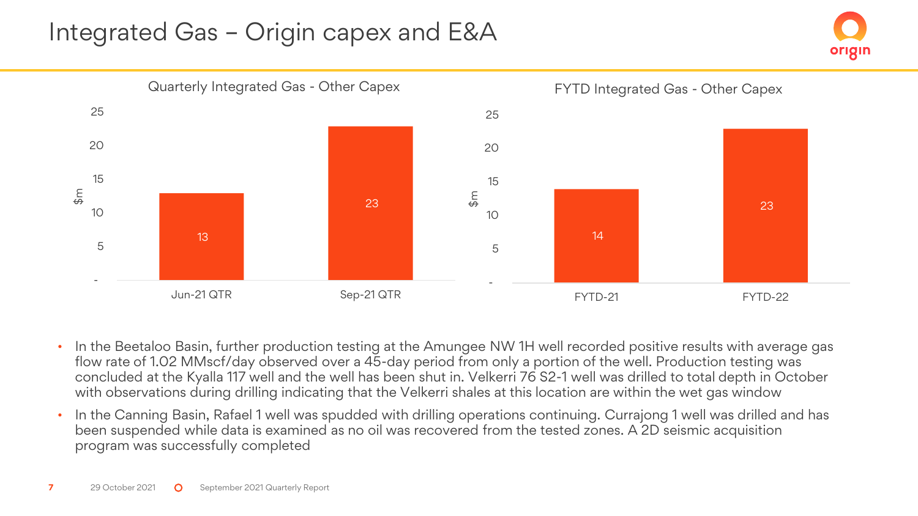# Integrated Gas – Origin capex and E&A

Quarterly Integrated Gas - Other Capex

$m

25
20
15
10
5
-

13
23

Jun-21 QTR
Sep-21 QTR

FYTD Integrated Gas - Other Capex

$m

25
20
15
10
5
-

14
23

FYTD-21
FYTD-22

- In the Beetaloo Basin, further production testing at the Amungee NW 1H well recorded positive results with average gas flow rate of 1.02 MMscf/day observed over a 45-day period from only a portion of the well. Production testing was concluded at the Kyalla 117 well and the well has been shut in. Velkerri 76 S2-1 well was drilled to total depth in October with observations during drilling indicating that the Velkerri shales at this location are within the wet gas window
- In the Canning Basin, Rafael 1 well was spudded with drilling operations continuing. Currajong 1 well was drilled and has been suspended while data is examined as no oil was recovered from the tested zones. A 2D seismic acquisition program was successfully completed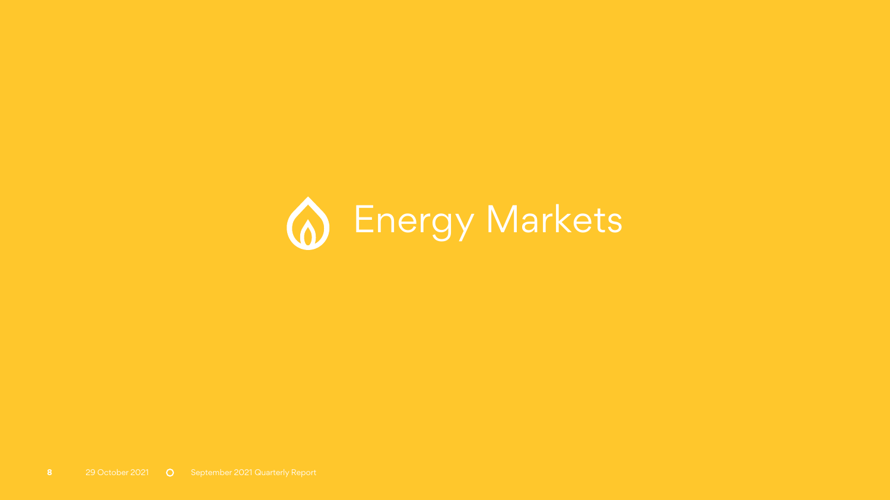# Energy Markets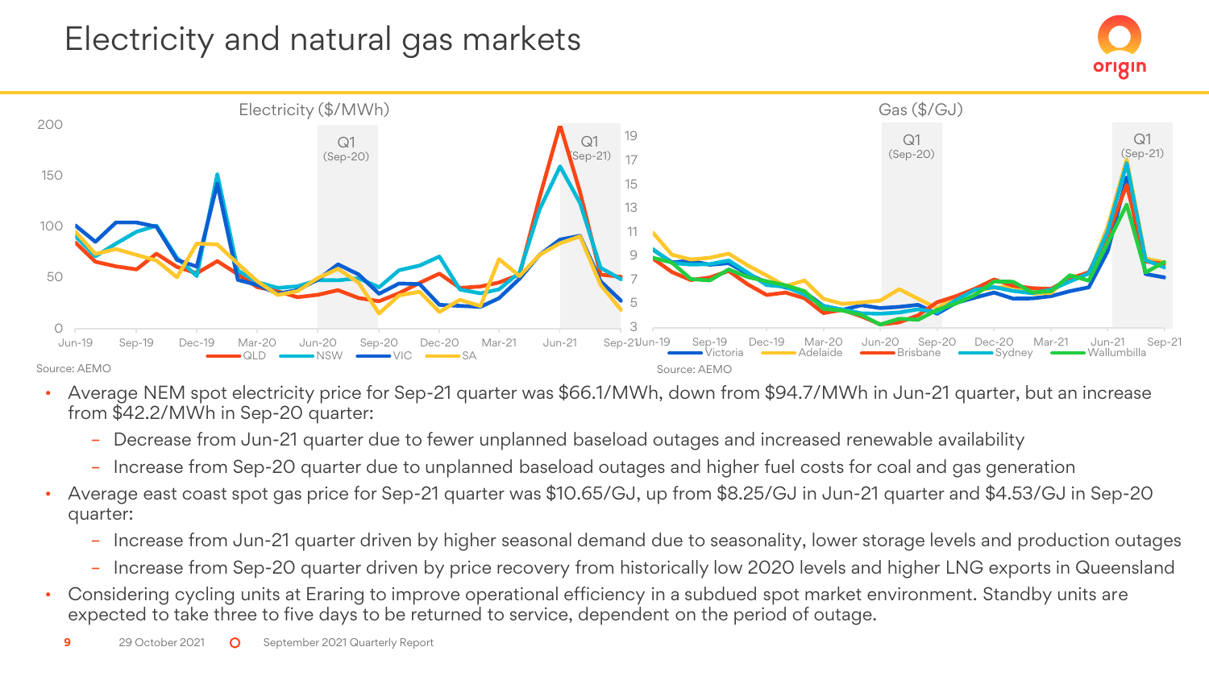# Electricity and natural gas markets

Electricity ($/MWh)

200
150
100
50
0

Q1 (Sep-20)
Q1 (Sep-21)

Jun-19 Sep-19 Dec-19 Mar-20 Jun-20 Sep-20 Dec-20 Mar-21 Jun-21 Sep-21

QLD NSW VIC SA

Source: AEMO

Gas ($/GJ)

19
17
15
13
11
9
7
5
3

Q1 (Sep-20)
Q1 (Sep-21)

Jun-19 Sep-19 Dec-19 Mar-20 Jun-20 Sep-20 Dec-20 Mar-21 Jun-21 Sep-21

Victoria Adelaide Brisbane Sydney Wallumbilla

Source: AEMO

- Average NEM spot electricity price for Sep-21 quarter was $66.1/MWh, down from $94.7/MWh in Jun-21 quarter, but an increase from $42.2/MWh in Sep-20 quarter:
  - Decrease from Jun-21 quarter due to fewer unplanned baseload outages and increased renewable availability
  - Increase from Sep-20 quarter due to unplanned baseload outages and higher fuel costs for coal and gas generation
- Average east coast spot gas price for Sep-21 quarter was $10.65/GJ, up from $8.25/GJ in Jun-21 quarter and $4.53/GJ in Sep-20 quarter:
  - Increase from Jun-21 quarter driven by higher seasonal demand due to seasonality, lower storage levels and production outages
  - Increase from Sep-20 quarter driven by price recovery from historically low 2020 levels and higher LNG exports in Queensland
- Considering cycling units at Eraring to improve operational efficiency in a subdued spot market environment. Standby units are expected to take three to five days to be returned to service, dependent on the period of outage.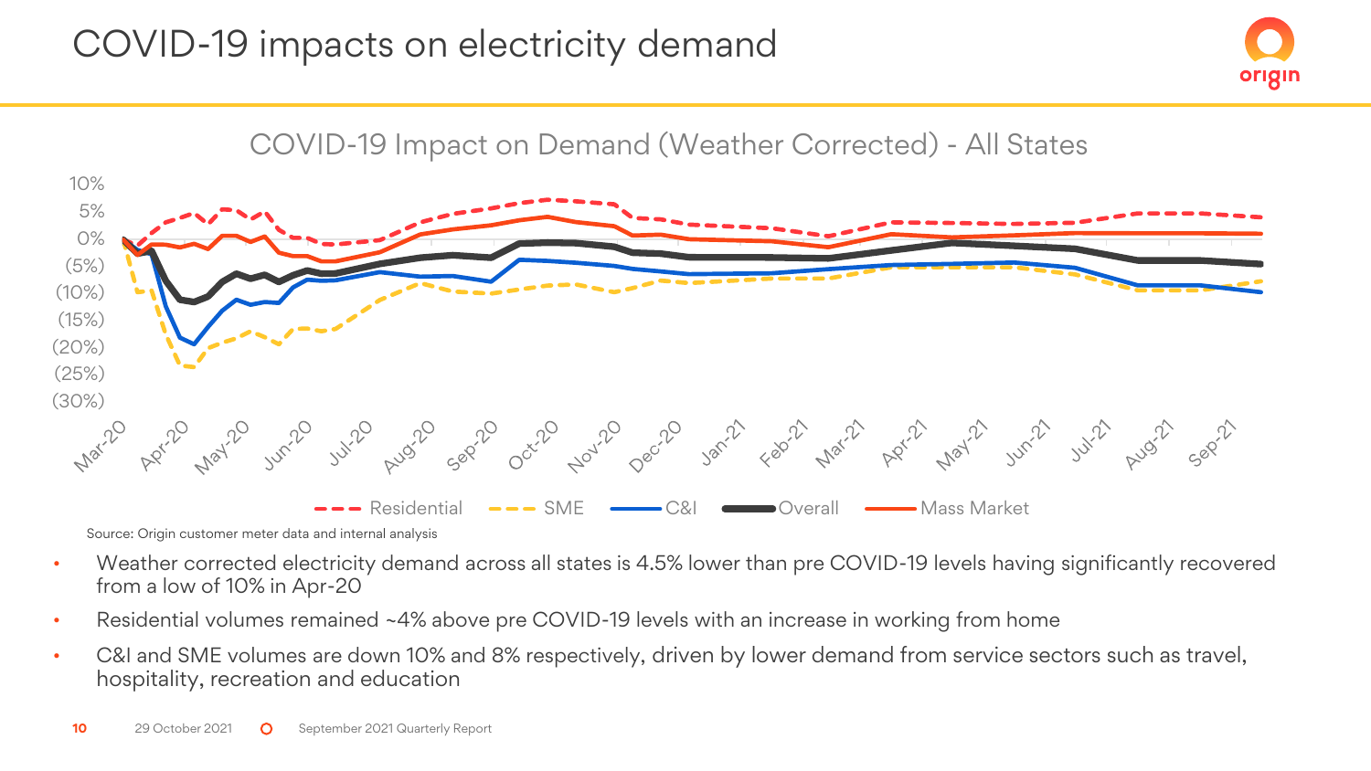# COVID-19 impacts on electricity demand

COVID-19 Impact on Demand (Weather Corrected) - All States

10%
5%
0%
(5%)
(10%)
(15%)
(20%)
(25%)
(30%)

Mar-20, Apr-20, May-20, Jun-20, Jul-20, Aug-20, Sep-20, Oct-20, Nov-20, Dec-20, Jan-21, Feb-21, Mar-21, Apr-21, May-21, Jun-21, Jul-21, Aug-21, Sep-21

Residential, SME, C&I, Overall, Mass Market

Source: Origin customer meter data and internal analysis

- Weather corrected electricity demand across all states is 4.5% lower than pre COVID-19 levels having significantly recovered from a low of 10% in Apr-20
- Residential volumes remained ~4% above pre COVID-19 levels with an increase in working from home
- C&I and SME volumes are down 10% and 8% respectively, driven by lower demand from service sectors such as travel, hospitality, recreation and education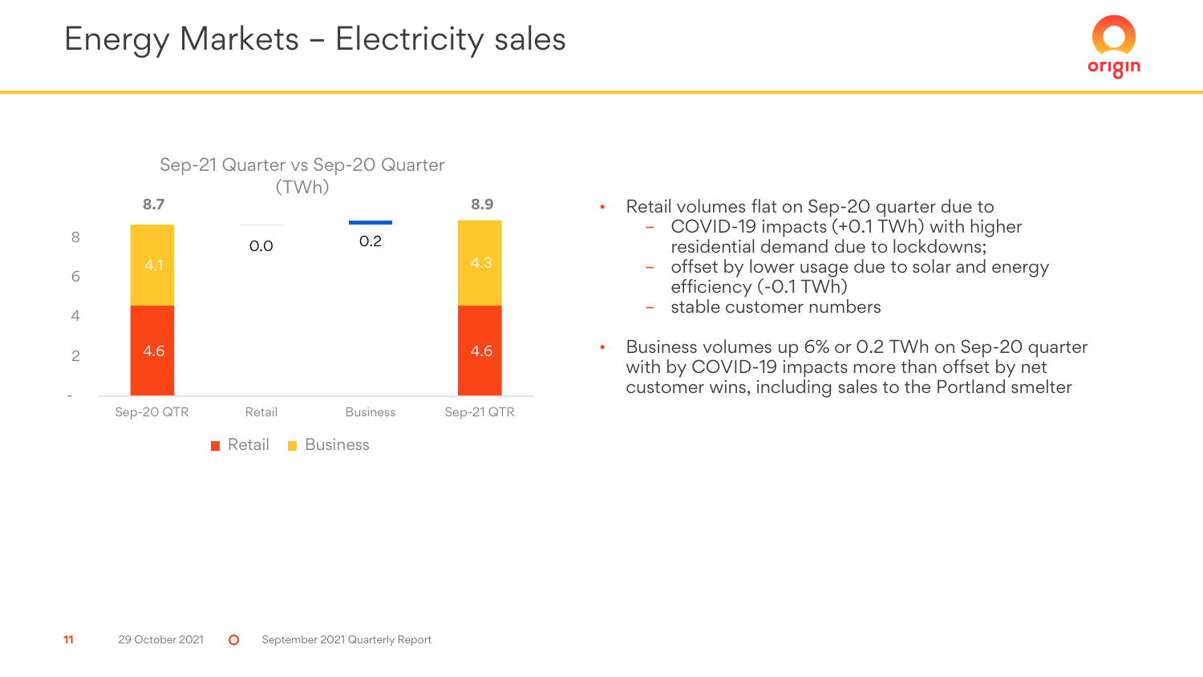# Energy Markets – Electricity sales

Sep-21 Quarter vs Sep-20 Quarter
(TWh)

8.7
0.0
0.2
8.9

8
6
4
2
-

4.1
4.6
4.3
4.6

Sep-20 QTR
Retail
Business
Sep-21 QTR

Retail
Business

- Retail volumes flat on Sep-20 quarter due to
  - COVID-19 impacts (+0.1 TWh) with higher residential demand due to lockdowns;
  - offset by lower usage due to solar and energy efficiency (-0.1 TWh)
  - stable customer numbers
- Business volumes up 6% or 0.2 TWh on Sep-20 quarter with by COVID-19 impacts more than offset by net customer wins, including sales to the Portland smelter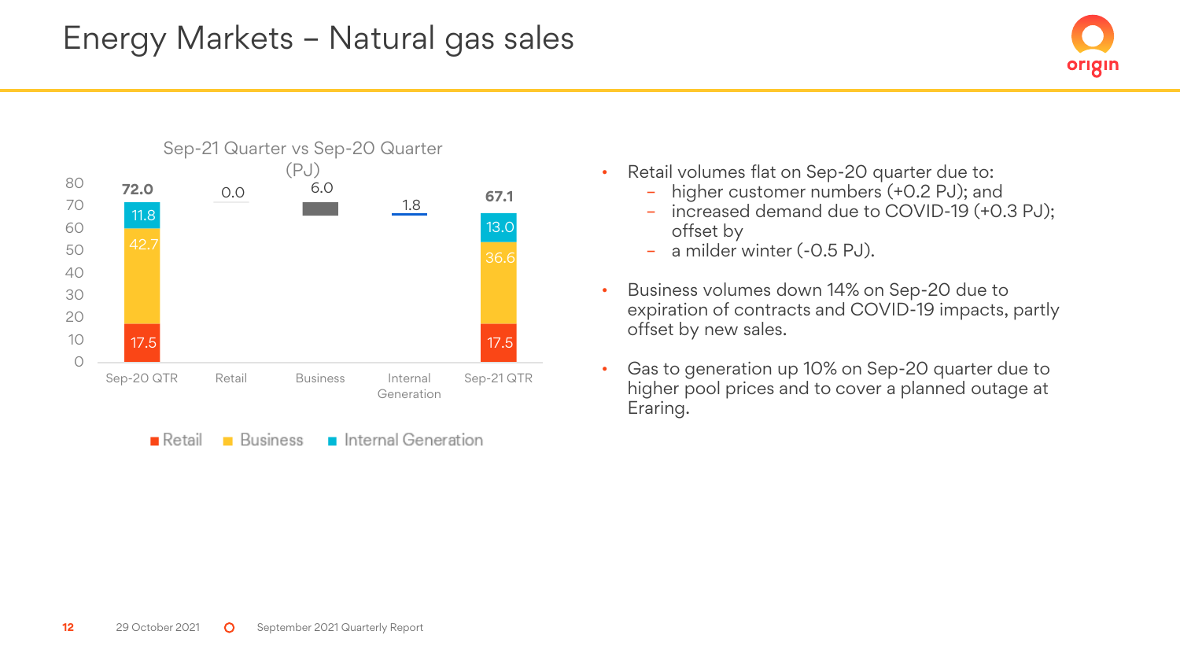# Energy Markets – Natural gas sales

Sep-21 Quarter vs Sep-20 Quarter (PJ)

80
70
60
50
40
30
20
10
0

72.0
11.8
42.7
17.5

0.0

6.0

1.8

67.1
13.0
36.6
17.5

Sep-20 QTR
Retail
Business
Internal Generation
Sep-21 QTR

Retail ■ Business ■ Internal Generation

- Retail volumes flat on Sep-20 quarter due to:
  - higher customer numbers (+0.2 PJ); and
  - increased demand due to COVID-19 (+0.3 PJ); offset by
  - a milder winter (-0.5 PJ).
- Business volumes down 14% on Sep-20 due to expiration of contracts and COVID-19 impacts, partly offset by new sales.
- Gas to generation up 10% on Sep-20 quarter due to higher pool prices and to cover a planned outage at Eraring.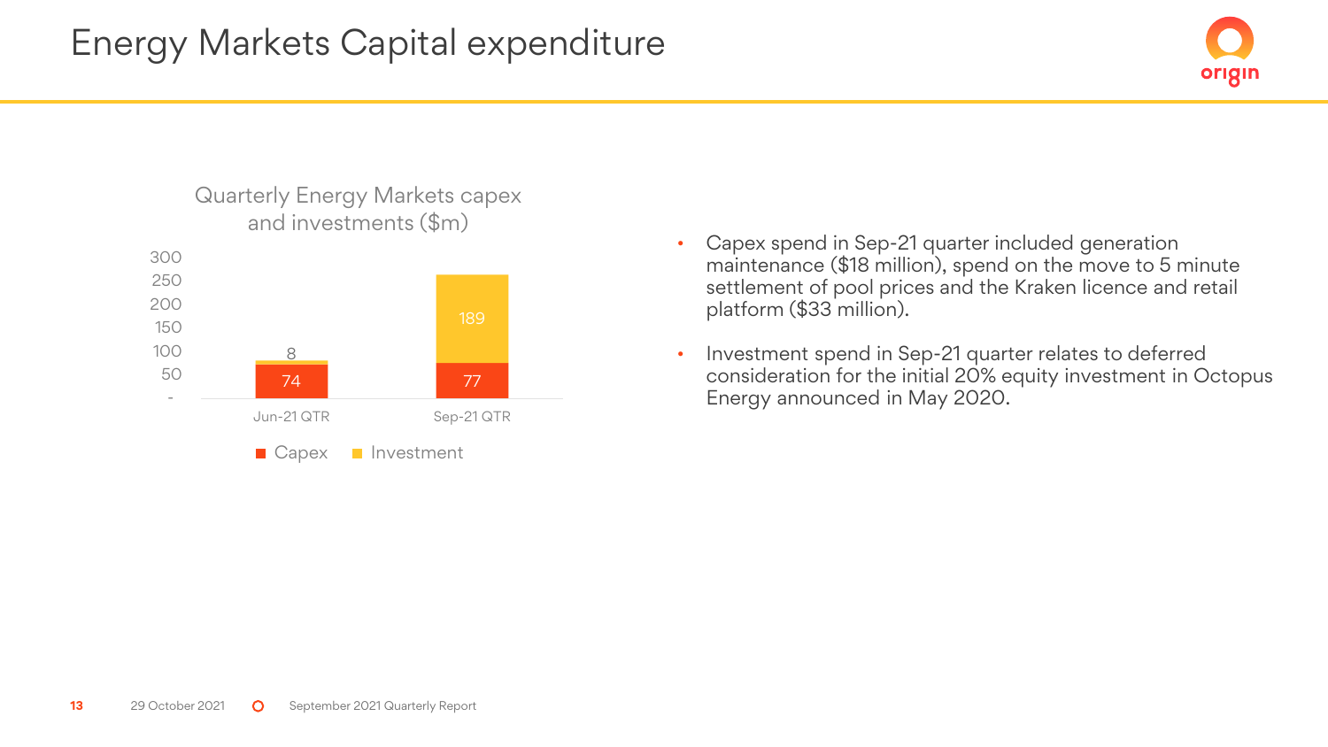# Energy Markets Capital expenditure

Quarterly Energy Markets capex and investments ($m)

300
250
200
150
100
50
-

Jun-21 QTR: 74, 8
Sep-21 QTR: 77, 189

Capex   Investment

- Capex spend in Sep-21 quarter included generation maintenance ($18 million), spend on the move to 5 minute settlement of pool prices and the Kraken licence and retail platform ($33 million).
- Investment spend in Sep-21 quarter relates to deferred consideration for the initial 20% equity investment in Octopus Energy announced in May 2020.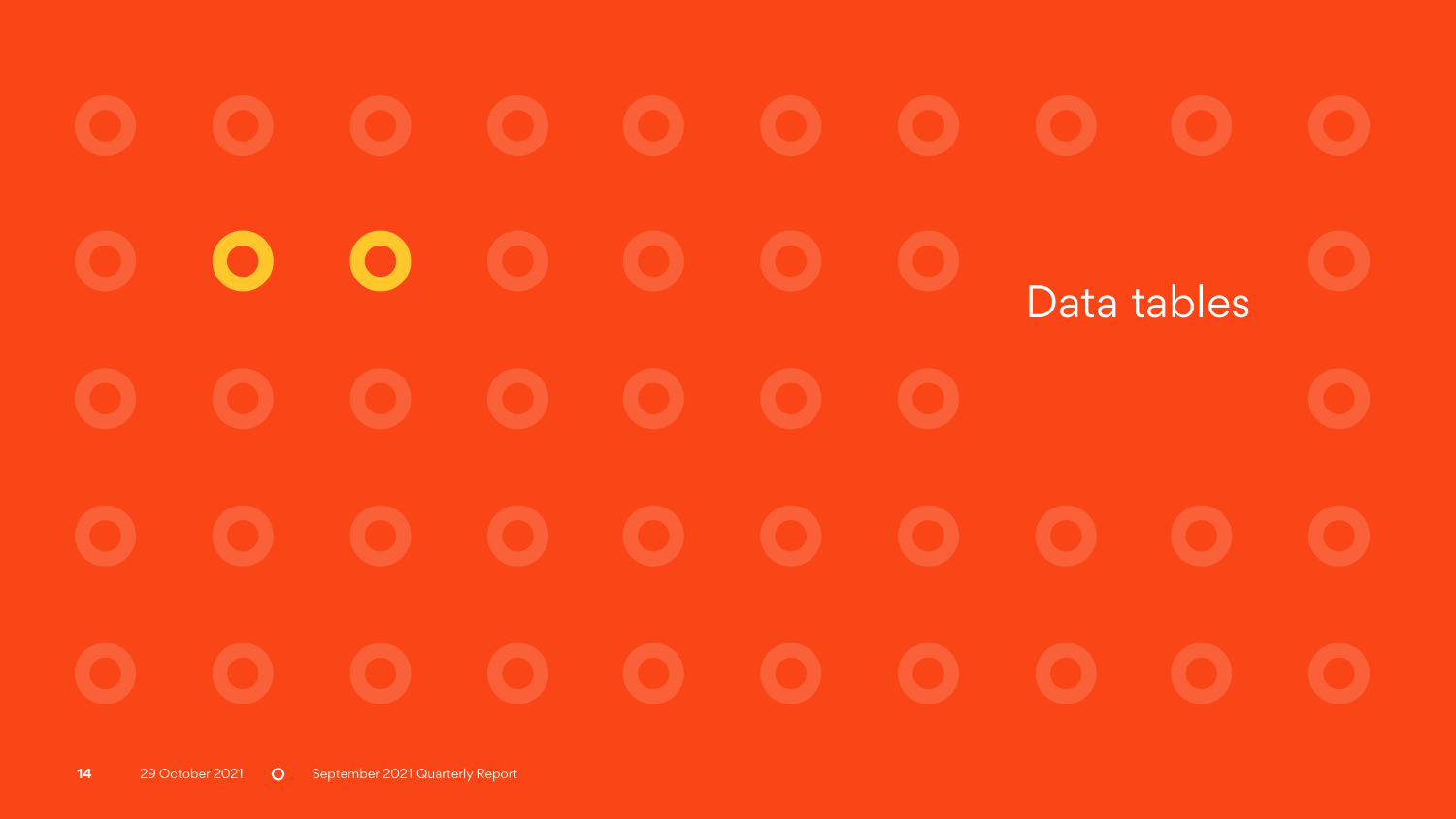# Data tables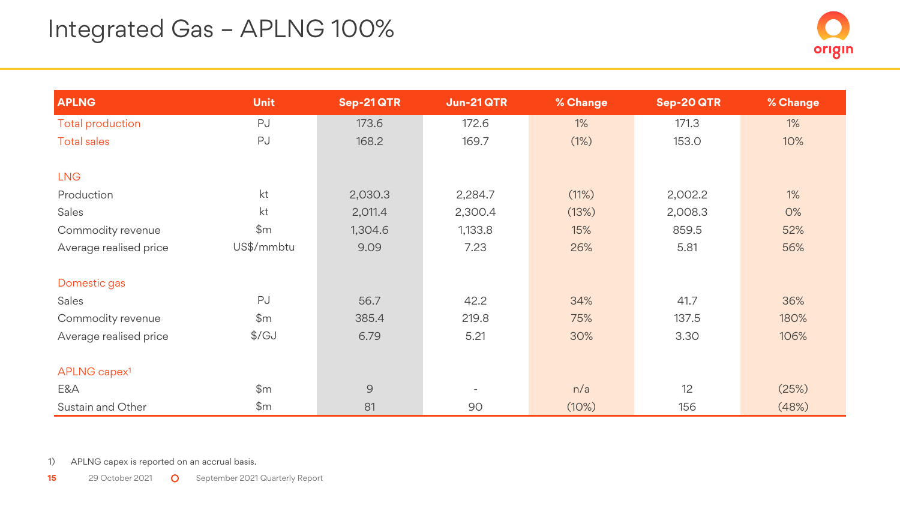# Integrated Gas – APLNG 100%

| APLNG | Unit | Sep-21 QTR | Jun-21 QTR | % Change | Sep-20 QTR | % Change |
|---|---|---|---|---|---|---|
| Total production | PJ | 173.6 | 172.6 | 1% | 171.3 | 1% |
| Total sales | PJ | 168.2 | 169.7 | (1%) | 153.0 | 10% |
| | | | | | | |
| LNG | | | | | | |
| Production | kt | 2,030.3 | 2,284.7 | (11%) | 2,002.2 | 1% |
| Sales | kt | 2,011.4 | 2,300.4 | (13%) | 2,008.3 | 0% |
| Commodity revenue | $m | 1,304.6 | 1,133.8 | 15% | 859.5 | 52% |
| Average realised price | US$/mmbtu | 9.09 | 7.23 | 26% | 5.81 | 56% |
| | | | | | | |
| Domestic gas | | | | | | |
| Sales | PJ | 56.7 | 42.2 | 34% | 41.7 | 36% |
| Commodity revenue | $m | 385.4 | 219.8 | 75% | 137.5 | 180% |
| Average realised price | $/GJ | 6.79 | 5.21 | 30% | 3.30 | 106% |
| | | | | | | |
| APLNG capex[1] | | | | | | |
| E&A | $m | 9 | - | n/a | 12 | (25%) |
| Sustain and Other | $m | 81 | 90 | (10%) | 156 | (48%) |

1) APLNG capex is reported on an accrual basis.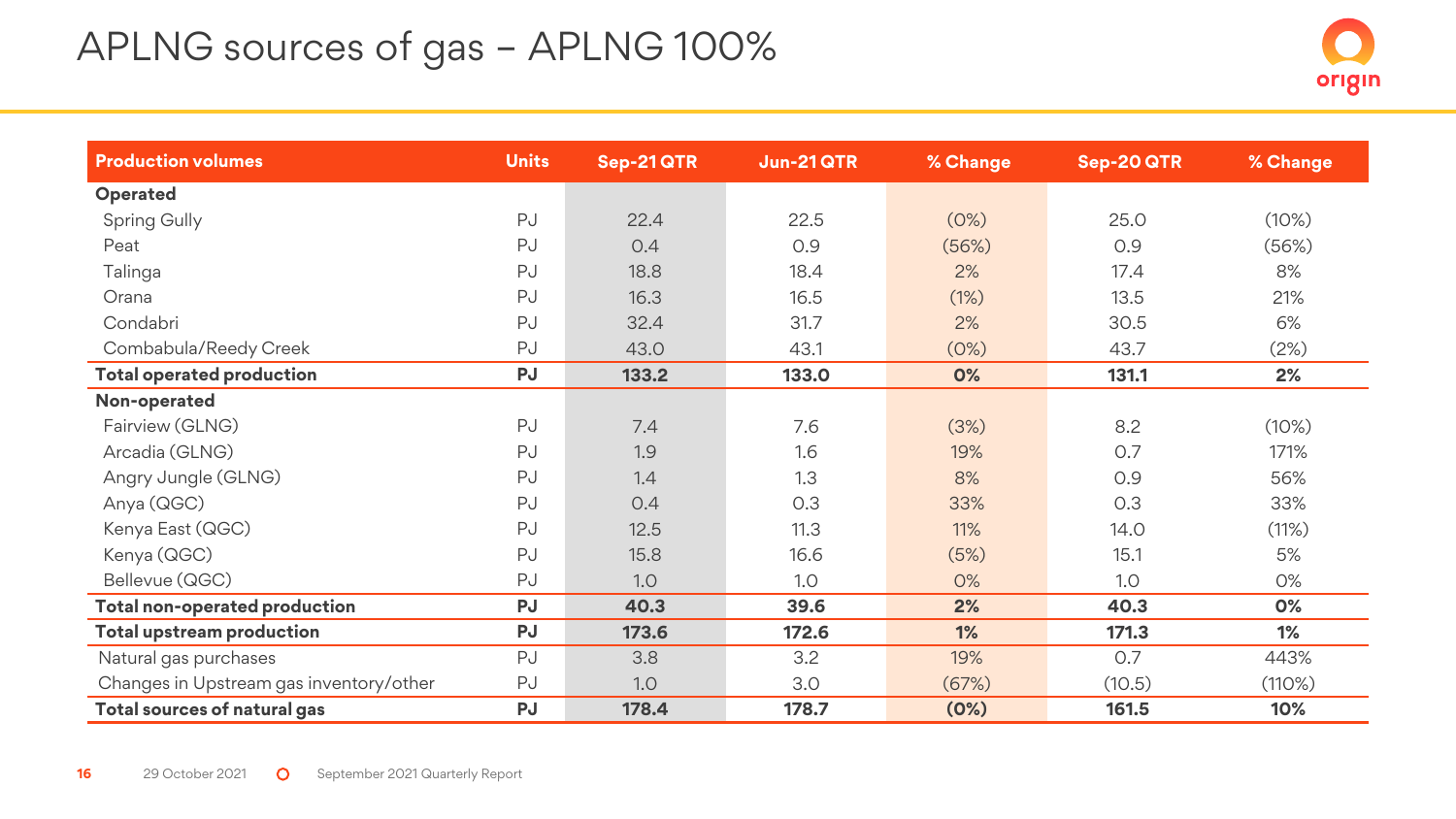# APLNG sources of gas – APLNG 100%

| Production volumes | Units | Sep-21 QTR | Jun-21 QTR | % Change | Sep-20 QTR | % Change |
|---|---|---|---|---|---|---|
| **Operated** | | | | | | |
| Spring Gully | PJ | 22.4 | 22.5 | (0%) | 25.0 | (10%) |
| Peat | PJ | 0.4 | 0.9 | (56%) | 0.9 | (56%) |
| Talinga | PJ | 18.8 | 18.4 | 2% | 17.4 | 8% |
| Orana | PJ | 16.3 | 16.5 | (1%) | 13.5 | 21% |
| Condabri | PJ | 32.4 | 31.7 | 2% | 30.5 | 6% |
| Combabula/Reedy Creek | PJ | 43.0 | 43.1 | (0%) | 43.7 | (2%) |
| **Total operated production** | **PJ** | **133.2** | **133.0** | **0%** | **131.1** | **2%** |
| **Non-operated** | | | | | | |
| Fairview (GLNG) | PJ | 7.4 | 7.6 | (3%) | 8.2 | (10%) |
| Arcadia (GLNG) | PJ | 1.9 | 1.6 | 19% | 0.7 | 171% |
| Angry Jungle (GLNG) | PJ | 1.4 | 1.3 | 8% | 0.9 | 56% |
| Anya (QGC) | PJ | 0.4 | 0.3 | 33% | 0.3 | 33% |
| Kenya East (QGC) | PJ | 12.5 | 11.3 | 11% | 14.0 | (11%) |
| Kenya (QGC) | PJ | 15.8 | 16.6 | (5%) | 15.1 | 5% |
| Bellevue (QGC) | PJ | 1.0 | 1.0 | 0% | 1.0 | 0% |
| **Total non-operated production** | **PJ** | **40.3** | **39.6** | **2%** | **40.3** | **0%** |
| **Total upstream production** | **PJ** | **173.6** | **172.6** | **1%** | **171.3** | **1%** |
| Natural gas purchases | PJ | 3.8 | 3.2 | 19% | 0.7 | 443% |
| Changes in Upstream gas inventory/other | PJ | 1.0 | 3.0 | (67%) | (10.5) | (110%) |
| **Total sources of natural gas** | **PJ** | **178.4** | **178.7** | **(0%)** | **161.5** | **10%** |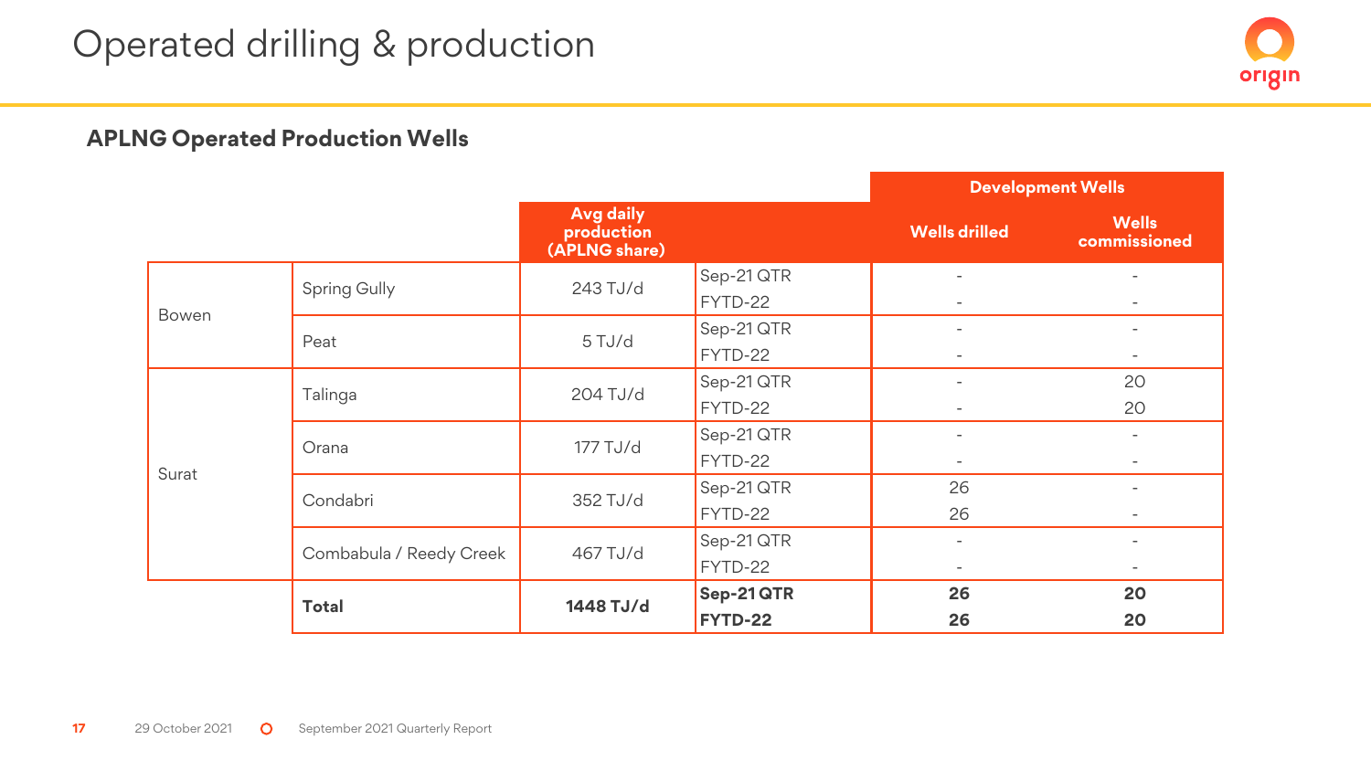# Operated drilling & production

## APLNG Operated Production Wells

| | | | | Development Wells | |
|---|---|---|---|---|---|
| | | Avg daily production (APLNG share) | | Wells drilled | Wells commissioned |
| Bowen | Spring Gully | 243 TJ/d | Sep-21 QTR | - | - |
| | | | FYTD-22 | - | - |
| | Peat | 5 TJ/d | Sep-21 QTR | - | - |
| | | | FYTD-22 | - | - |
| Surat | Talinga | 204 TJ/d | Sep-21 QTR | - | 20 |
| | | | FYTD-22 | - | 20 |
| | Orana | 177 TJ/d | Sep-21 QTR | - | - |
| | | | FYTD-22 | - | - |
| | Condabri | 352 TJ/d | Sep-21 QTR | 26 | - |
| | | | FYTD-22 | 26 | - |
| | Combabula / Reedy Creek | 467 TJ/d | Sep-21 QTR | - | - |
| | | | FYTD-22 | - | - |
| | **Total** | **1448 TJ/d** | **Sep-21 QTR** | **26** | **20** |
| | | | **FYTD-22** | **26** | **20** |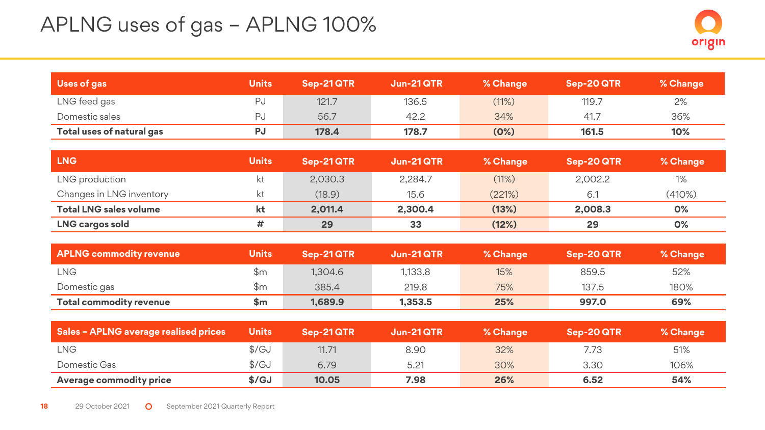# APLNG uses of gas – APLNG 100%

| Uses of gas | Units | Sep-21 QTR | Jun-21 QTR | % Change | Sep-20 QTR | % Change |
|---|---|---|---|---|---|---|
| LNG feed gas | PJ | 121.7 | 136.5 | (11%) | 119.7 | 2% |
| Domestic sales | PJ | 56.7 | 42.2 | 34% | 41.7 | 36% |
| **Total uses of natural gas** | **PJ** | **178.4** | **178.7** | **(0%)** | **161.5** | **10%** |

| LNG | Units | Sep-21 QTR | Jun-21 QTR | % Change | Sep-20 QTR | % Change |
|---|---|---|---|---|---|---|
| LNG production | kt | 2,030.3 | 2,284.7 | (11%) | 2,002.2 | 1% |
| Changes in LNG inventory | kt | (18.9) | 15.6 | (221%) | 6.1 | (410%) |
| **Total LNG sales volume** | **kt** | **2,011.4** | **2,300.4** | **(13%)** | **2,008.3** | **0%** |
| **LNG cargos sold** | **#** | **29** | **33** | **(12%)** | **29** | **0%** |

| APLNG commodity revenue | Units | Sep-21 QTR | Jun-21 QTR | % Change | Sep-20 QTR | % Change |
|---|---|---|---|---|---|---|
| LNG | $m | 1,304.6 | 1,133.8 | 15% | 859.5 | 52% |
| Domestic gas | $m | 385.4 | 219.8 | 75% | 137.5 | 180% |
| **Total commodity revenue** | **$m** | **1,689.9** | **1,353.5** | **25%** | **997.0** | **69%** |

| Sales – APLNG average realised prices | Units | Sep-21 QTR | Jun-21 QTR | % Change | Sep-20 QTR | % Change |
|---|---|---|---|---|---|---|
| LNG | $/GJ | 11.71 | 8.90 | 32% | 7.73 | 51% |
| Domestic Gas | $/GJ | 6.79 | 5.21 | 30% | 3.30 | 106% |
| **Average commodity price** | **$/GJ** | **10.05** | **7.98** | **26%** | **6.52** | **54%** |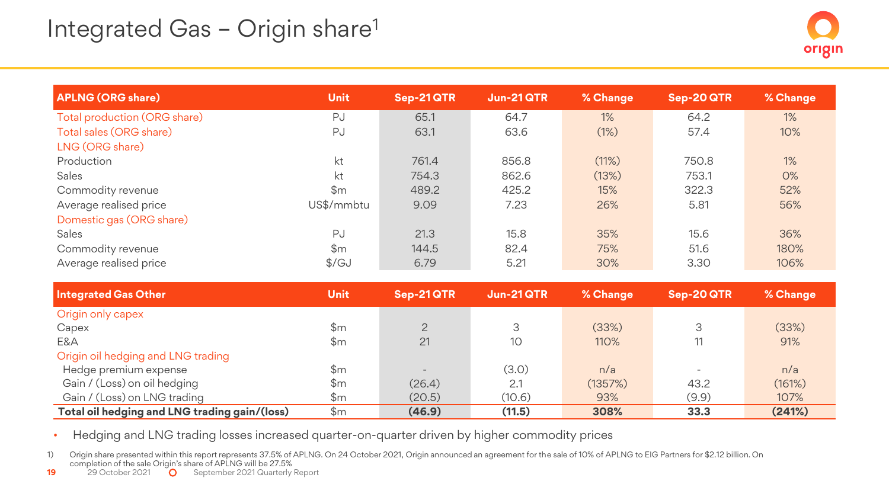# Integrated Gas – Origin share[1]

| APLNG (ORG share) | Unit | Sep-21 QTR | Jun-21 QTR | % Change | Sep-20 QTR | % Change |
|---|---|---|---|---|---|---|
| Total production (ORG share) | PJ | 65.1 | 64.7 | 1% | 64.2 | 1% |
| Total sales (ORG share) | PJ | 63.1 | 63.6 | (1%) | 57.4 | 10% |
| LNG (ORG share) | | | | | | |
| Production | kt | 761.4 | 856.8 | (11%) | 750.8 | 1% |
| Sales | kt | 754.3 | 862.6 | (13%) | 753.1 | 0% |
| Commodity revenue | $m | 489.2 | 425.2 | 15% | 322.3 | 52% |
| Average realised price | US$/mmbtu | 9.09 | 7.23 | 26% | 5.81 | 56% |
| Domestic gas (ORG share) | | | | | | |
| Sales | PJ | 21.3 | 15.8 | 35% | 15.6 | 36% |
| Commodity revenue | $m | 144.5 | 82.4 | 75% | 51.6 | 180% |
| Average realised price | $/GJ | 6.79 | 5.21 | 30% | 3.30 | 106% |

| Integrated Gas Other | Unit | Sep-21 QTR | Jun-21 QTR | % Change | Sep-20 QTR | % Change |
|---|---|---|---|---|---|---|
| Origin only capex | | | | | | |
| Capex | $m | 2 | 3 | (33%) | 3 | (33%) |
| E&A | $m | 21 | 10 | 110% | 11 | 91% |
| Origin oil hedging and LNG trading | | | | | | |
| Hedge premium expense | $m | - | (3.0) | n/a | - | n/a |
| Gain / (Loss) on oil hedging | $m | (26.4) | 2.1 | (1357%) | 43.2 | (161%) |
| Gain / (Loss) on LNG trading | $m | (20.5) | (10.6) | 93% | (9.9) | 107% |
| **Total oil hedging and LNG trading gain/(loss)** | $m | **(46.9)** | **(11.5)** | **308%** | **33.3** | **(241%)** |

- Hedging and LNG trading losses increased quarter-on-quarter driven by higher commodity prices

1) Origin share presented within this report represents 37.5% of APLNG. On 24 October 2021, Origin announced an agreement for the sale of 10% of APLNG to EIG Partners for $2.12 billion. On completion of the sale Origin's share of APLNG will be 27.5%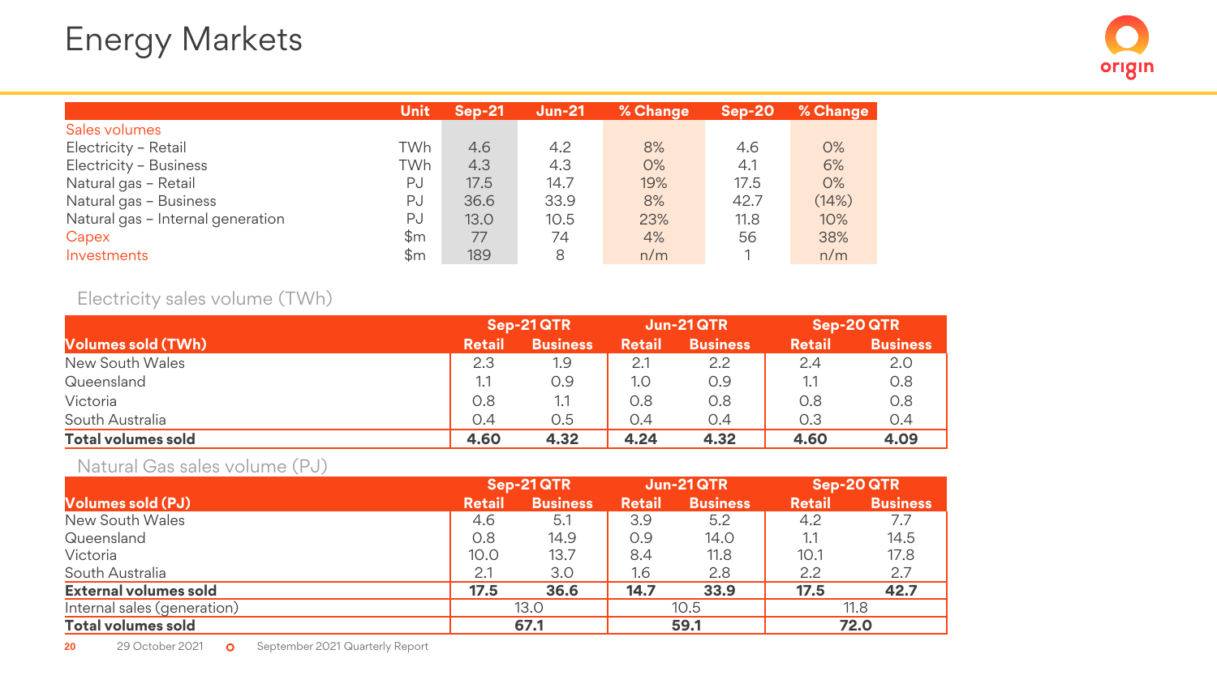# Energy Markets

| | Unit | Sep-21 | Jun-21 | % Change | Sep-20 | % Change |
|---|---|---|---|---|---|---|
| Sales volumes | | | | | | |
| Electricity – Retail | TWh | 4.6 | 4.2 | 8% | 4.6 | 0% |
| Electricity – Business | TWh | 4.3 | 4.3 | 0% | 4.1 | 6% |
| Natural gas – Retail | PJ | 17.5 | 14.7 | 19% | 17.5 | 0% |
| Natural gas – Business | PJ | 36.6 | 33.9 | 8% | 42.7 | (14%) |
| Natural gas – Internal generation | PJ | 13.0 | 10.5 | 23% | 11.8 | 10% |
| Capex | $m | 77 | 74 | 4% | 56 | 38% |
| Investments | $m | 189 | 8 | n/m | 1 | n/m |

## Electricity sales volume (TWh)

| | Sep-21 QTR | | Jun-21 QTR | | Sep-20 QTR | |
|---|---|---|---|---|---|---|
| **Volumes sold (TWh)** | **Retail** | **Business** | **Retail** | **Business** | **Retail** | **Business** |
| New South Wales | 2.3 | 1.9 | 2.1 | 2.2 | 2.4 | 2.0 |
| Queensland | 1.1 | 0.9 | 1.0 | 0.9 | 1.1 | 0.8 |
| Victoria | 0.8 | 1.1 | 0.8 | 0.8 | 0.8 | 0.8 |
| South Australia | 0.4 | 0.5 | 0.4 | 0.4 | 0.3 | 0.4 |
| **Total volumes sold** | **4.60** | **4.32** | **4.24** | **4.32** | **4.60** | **4.09** |

## Natural Gas sales volume (PJ)

| | Sep-21 QTR | | Jun-21 QTR | | Sep-20 QTR | |
|---|---|---|---|---|---|---|
| **Volumes sold (PJ)** | **Retail** | **Business** | **Retail** | **Business** | **Retail** | **Business** |
| New South Wales | 4.6 | 5.1 | 3.9 | 5.2 | 4.2 | 7.7 |
| Queensland | 0.8 | 14.9 | 0.9 | 14.0 | 1.1 | 14.5 |
| Victoria | 10.0 | 13.7 | 8.4 | 11.8 | 10.1 | 17.8 |
| South Australia | 2.1 | 3.0 | 1.6 | 2.8 | 2.2 | 2.7 |
| **External volumes sold** | **17.5** | **36.6** | **14.7** | **33.9** | **17.5** | **42.7** |
| Internal sales (generation) | 13.0 | | 10.5 | | 11.8 | |
| **Total volumes sold** | **67.1** | | **59.1** | | **72.0** | |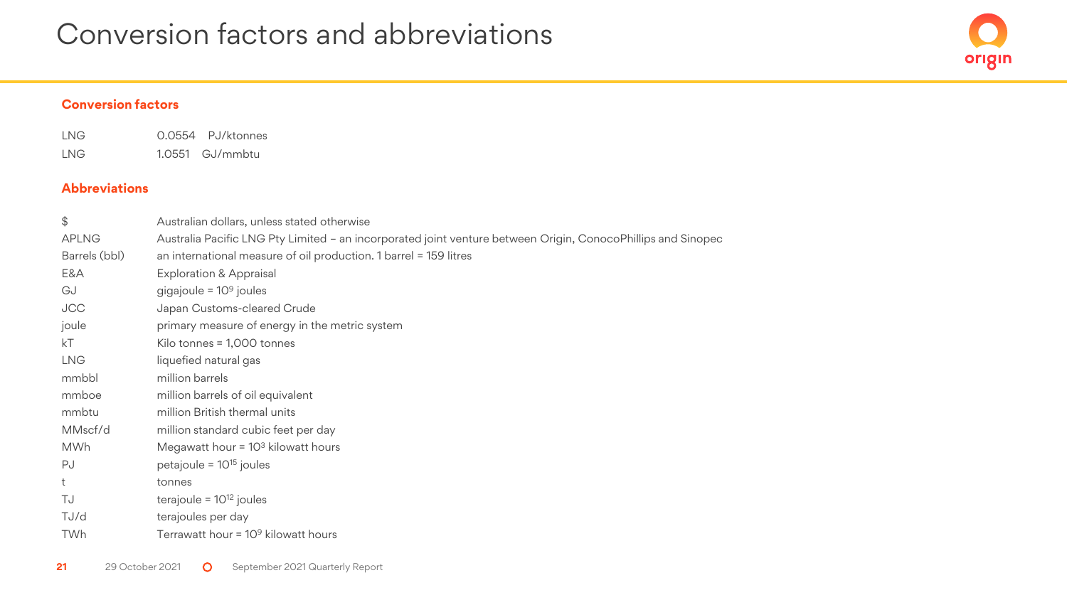# Conversion factors and abbreviations

## Conversion factors

| | | |
|---|---|---|
| LNG | 0.0554 | PJ/ktonnes |
| LNG | 1.0551 | GJ/mmbtu |

## Abbreviations

| | |
|---|---|
| $ | Australian dollars, unless stated otherwise |
| APLNG | Australia Pacific LNG Pty Limited – an incorporated joint venture between Origin, ConocoPhillips and Sinopec |
| Barrels (bbl) | an international measure of oil production. 1 barrel = 159 litres |
| E&A | Exploration & Appraisal |
| GJ | gigajoule = $10^9$ joules |
| JCC | Japan Customs-cleared Crude |
| joule | primary measure of energy in the metric system |
| kT | Kilo tonnes = 1,000 tonnes |
| LNG | liquefied natural gas |
| mmbbl | million barrels |
| mmboe | million barrels of oil equivalent |
| mmbtu | million British thermal units |
| MMscf/d | million standard cubic feet per day |
| MWh | Megawatt hour = $10^3$ kilowatt hours |
| PJ | petajoule = $10^{15}$ joules |
| t | tonnes |
| TJ | terajoule = $10^{12}$ joules |
| TJ/d | terajoules per day |
| TWh | Terrawatt hour = $10^9$ kilowatt hours |